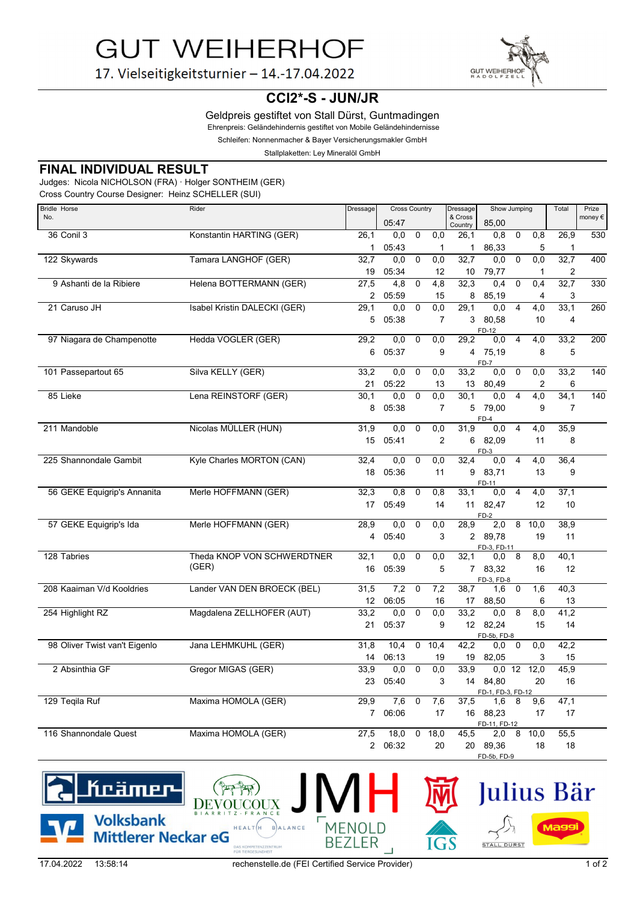# GUT WEIHERHOF

17. Vielseitigkeitsturnier – 14.-17.04.2022

## CCI2*-S - JUN/JR

Geldpreis gestiftet von Stall Dürst, Guntmadingen

Ehrenpreis: Geländehindernis gestiftet von Mobile Geländehindernisse

Schleifen: Nonnenmacher & Bayer Versicherungsmakler GmbH

Stallplaketten: Ley Mineralöl GmbH

## FINAL INDIVIDUAL RESULT

Judges: Nicola NICHOLSON (FRA) · Holger SONTHEIM (GER)

Cross Country Course Designer: Heinz SCHELLER (SUI)

| Bridle No. | Horse | Rider | Dressage | Cross Country | | | Dressage & Cross Country | Show Jumping | | | Total | Prize money € |
|---|---|---|---|---|---|---|---|---|---|---|---|---|
| | | | | 05:47 | | | | 85,00 | | | | |
| 36 | Conil 3 | Konstantin HARTING (GER) | 26,1 | 0,0 | 0 | 0,0 | 26,1 | 0,8 | 0 | 0,8 | 26,9 | 530 |
| | | | 1 | 05:43 | | 1 | 1 | 86,33 | | 5 | 1 | |
| 122 | Skywards | Tamara LANGHOF (GER) | 32,7 | 0,0 | 0 | 0,0 | 32,7 | 0,0 | 0 | 0,0 | 32,7 | 400 |
| | | | 19 | 05:34 | | 12 | 10 | 79,77 | | 1 | 2 | |
| 9 | Ashanti de la Ribiere | Helena BOTTERMANN (GER) | 27,5 | 4,8 | 0 | 4,8 | 32,3 | 0,4 | 0 | 0,4 | 32,7 | 330 |
| | | | 2 | 05:59 | | 15 | 8 | 85,19 | | 4 | 3 | |
| 21 | Caruso JH | Isabel Kristin DALECKI (GER) | 29,1 | 0,0 | 0 | 0,0 | 29,1 | 0,0 | 4 | 4,0 | 33,1 | 260 |
| | | | 5 | 05:38 | | 7 | 3 | 80,58 FD-12 | | 10 | 4 | |
| 97 | Niagara de Champenotte | Hedda VOGLER (GER) | 29,2 | 0,0 | 0 | 0,0 | 29,2 | 0,0 | 4 | 4,0 | 33,2 | 200 |
| | | | 6 | 05:37 | | 9 | 4 | 75,19 FD-7 | | 8 | 5 | |
| 101 | Passepartout 65 | Silva KELLY (GER) | 33,2 | 0,0 | 0 | 0,0 | 33,2 | 0,0 | 0 | 0,0 | 33,2 | 140 |
| | | | 21 | 05:22 | | 13 | 13 | 80,49 | | 2 | 6 | |
| 85 | Lieke | Lena REINSTORF (GER) | 30,1 | 0,0 | 0 | 0,0 | 30,1 | 0,0 | 4 | 4,0 | 34,1 | 140 |
| | | | 8 | 05:38 | | 7 | 5 | 79,00 FD-4 | | 9 | 7 | |
| 211 | Mandoble | Nicolas MÜLLER (HUN) | 31,9 | 0,0 | 0 | 0,0 | 31,9 | 0,0 | 4 | 4,0 | 35,9 | |
| | | | 15 | 05:41 | | 2 | 6 | 82,09 FD-3 | | 11 | 8 | |
| 225 | Shannondale Gambit | Kyle Charles MORTON (CAN) | 32,4 | 0,0 | 0 | 0,0 | 32,4 | 0,0 | 4 | 4,0 | 36,4 | |
| | | | 18 | 05:36 | | 11 | 9 | 83,71 FD-11 | | 13 | 9 | |
| 56 | GEKE Equigrip's Annanita | Merle HOFFMANN (GER) | 32,3 | 0,8 | 0 | 0,8 | 33,1 | 0,0 | 4 | 4,0 | 37,1 | |
| | | | 17 | 05:49 | | 14 | 11 | 82,47 FD-2 | | 12 | 10 | |
| 57 | GEKE Equigrip's Ida | Merle HOFFMANN (GER) | 28,9 | 0,0 | 0 | 0,0 | 28,9 | 2,0 | 8 | 10,0 | 38,9 | |
| | | | 4 | 05:40 | | 3 | 2 | 89,78 FD-3, FD-11 | | 19 | 11 | |
| 128 | Tabries | Theda KNOP VON SCHWERDTNER (GER) | 32,1 | 0,0 | 0 | 0,0 | 32,1 | 0,0 | 8 | 8,0 | 40,1 | |
| | | | 16 | 05:39 | | 5 | 7 | 83,32 FD-3, FD-8 | | 16 | 12 | |
| 208 | Kaaiman V/d Kooldries | Lander VAN DEN BROECK (BEL) | 31,5 | 7,2 | 0 | 7,2 | 38,7 | 1,6 | 0 | 1,6 | 40,3 | |
| | | | 12 | 06:05 | | 16 | 17 | 88,50 | | 6 | 13 | |
| 254 | Highlight RZ | Magdalena ZELLHOFER (AUT) | 33,2 | 0,0 | 0 | 0,0 | 33,2 | 0,0 | 8 | 8,0 | 41,2 | |
| | | | 21 | 05:37 | | 9 | 12 | 82,24 FD-5b, FD-8 | | 15 | 14 | |
| 98 | Oliver Twist van't Eigenlo | Jana LEHMKUHL (GER) | 31,8 | 10,4 | 0 | 10,4 | 42,2 | 0,0 | 0 | 0,0 | 42,2 | |
| | | | 14 | 06:13 | | 19 | 19 | 82,05 | | 3 | 15 | |
| 2 | Absinthia GF | Gregor MIGAS (GER) | 33,9 | 0,0 | 0 | 0,0 | 33,9 | 0,0 | 12 | 12,0 | 45,9 | |
| | | | 23 | 05:40 | | 3 | 14 | 84,80 FD-1, FD-3, FD-12 | | 20 | 16 | |
| 129 | Teqila Ruf | Maxima HOMOLA (GER) | 29,9 | 7,6 | 0 | 7,6 | 37,5 | 1,6 | 8 | 9,6 | 47,1 | |
| | | | 7 | 06:06 | | 17 | 16 | 88,23 FD-11, FD-12 | | 17 | 17 | |
| 116 | Shannondale Quest | Maxima HOMOLA (GER) | 27,5 | 18,0 | 0 | 18,0 | 45,5 | 2,0 | 8 | 10,0 | 55,5 | |
| | | | 2 | 06:32 | | 20 | 20 | 89,36 FD-5b, FD-9 | | 18 | 18 | |

17.04.2022 13:58:14 rechenstelle.de (FEI Certified Service Provider)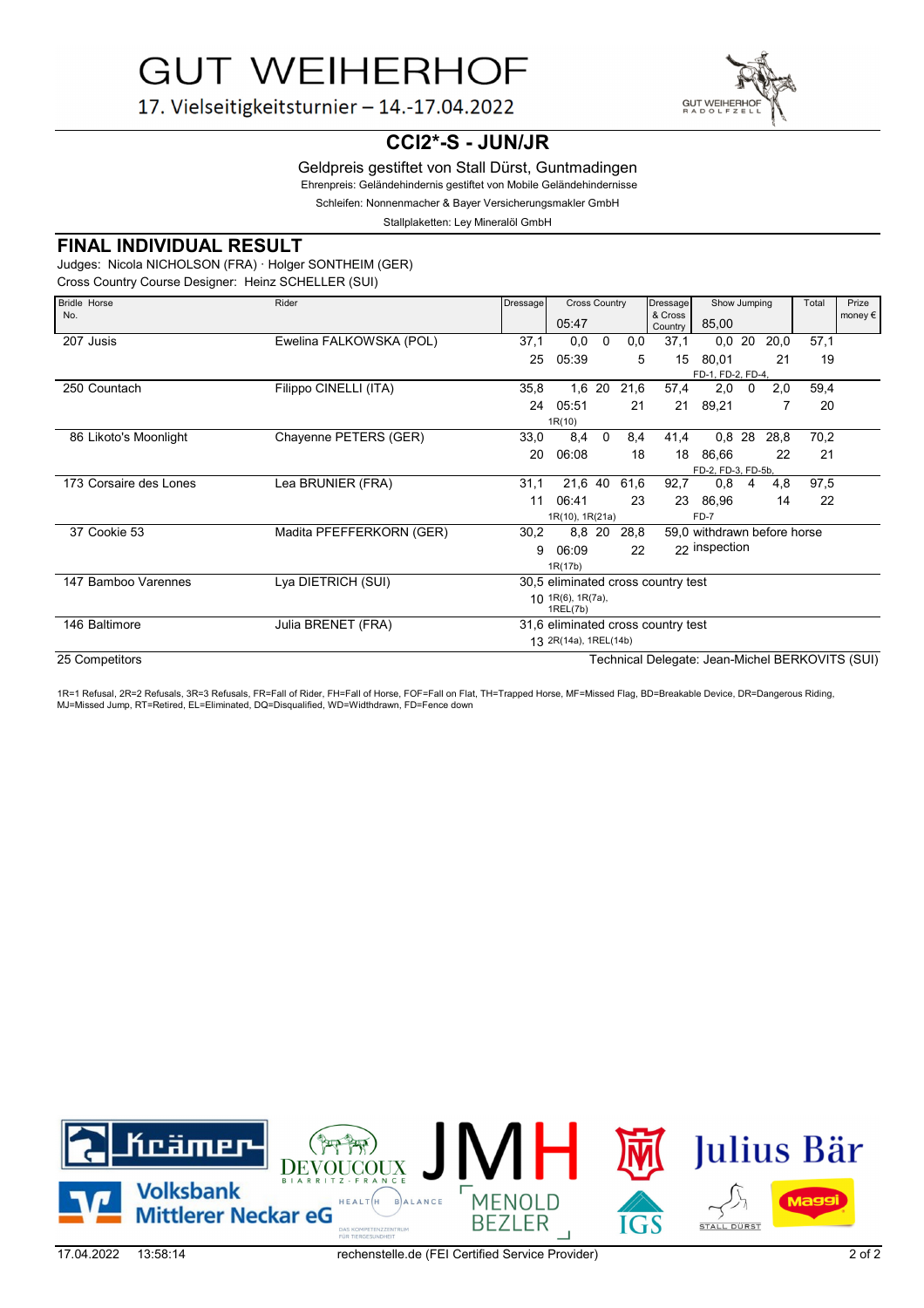# GUT WEIHERHOF

17. Vielseitigkeitsturnier – 14.-17.04.2022

## CCI2*-S - JUN/JR

Geldpreis gestiftet von Stall Dürst, Guntmadingen

Ehrenpreis: Geländehindernis gestiftet von Mobile Geländehindernisse

Schleifen: Nonnenmacher & Bayer Versicherungsmakler GmbH

Stallplaketten: Ley Mineralöl GmbH

## FINAL INDIVIDUAL RESULT

Judges: Nicola NICHOLSON (FRA) · Holger SONTHEIM (GER)

Cross Country Course Designer: Heinz SCHELLER (SUI)

| Bridle No. | Horse | Rider | Dressage | Cross Country 05:47 | | | Dressage & Cross Country | Show Jumping 85,00 | | | Total | Prize money € |
|---|---|---|---|---|---|---|---|---|---|---|---|---|
| 207 | Jusis | Ewelina FALKOWSKA (POL) | 37,1 | 0,0 | 0 | 0,0 | 37,1 | 0,0 | 20 | 20,0 | 57,1 | |
| | | | 25 | 05:39 | | 5 | 15 | 80,01 FD-1, FD-2, FD-4, | | 21 | 19 | |
| 250 | Countach | Filippo CINELLI (ITA) | 35,8 | 1,6 | 20 | 21,6 | 57,4 | 2,0 | 0 | 2,0 | 59,4 | |
| | | | 24 | 05:51 1R(10) | | 21 | 21 | 89,21 | | 7 | 20 | |
| 86 | Likoto's Moonlight | Chayenne PETERS (GER) | 33,0 | 8,4 | 0 | 8,4 | 41,4 | 0,8 | 28 | 28,8 | 70,2 | |
| | | | 20 | 06:08 | | 18 | 18 | 86,66 FD-2, FD-3, FD-5b, | | 22 | 21 | |
| 173 | Corsaire des Lones | Lea BRUNIER (FRA) | 31,1 | 21,6 | 40 | 61,6 | 92,7 | 0,8 | 4 | 4,8 | 97,5 | |
| | | | 11 | 06:41 1R(10), 1R(21a) | | 23 | 23 | 86,96 FD-7 | | 14 | 22 | |
| 37 | Cookie 53 | Madita PFEFFERKORN (GER) | 30,2 | 8,8 | 20 | 28,8 | 59,0 | withdrawn before horse inspection | | | | |
| | | | 9 | 06:09 1R(17b) | | 22 | 22 | | | | | |
| 147 | Bamboo Varennes | Lya DIETRICH (SUI) | 30,5 | eliminated cross country test | | | | | | | | |
| | | | 10 | 1R(6), 1R(7a), 1REL(7b) | | | | | | | | |
| 146 | Baltimore | Julia BRENET (FRA) | 31,6 | eliminated cross country test | | | | | | | | |
| | | | 13 | 2R(14a), 1REL(14b) | | | | | | | | |

25 Competitors

Technical Delegate: Jean-Michel BERKOVITS (SUI)

1R=1 Refusal, 2R=2 Refusals, 3R=3 Refusals, FR=Fall of Rider, FH=Fall of Horse, FOF=Fall on Flat, TH=Trapped Horse, MF=Missed Flag, BD=Breakable Device, DR=Dangerous Riding, MJ=Missed Jump, RT=Retired, EL=Eliminated, DQ=Disqualified, WD=Widthdrawn, FD=Fence down

17.04.2022 13:58:14 rechenstelle.de (FEI Certified Service Provider)